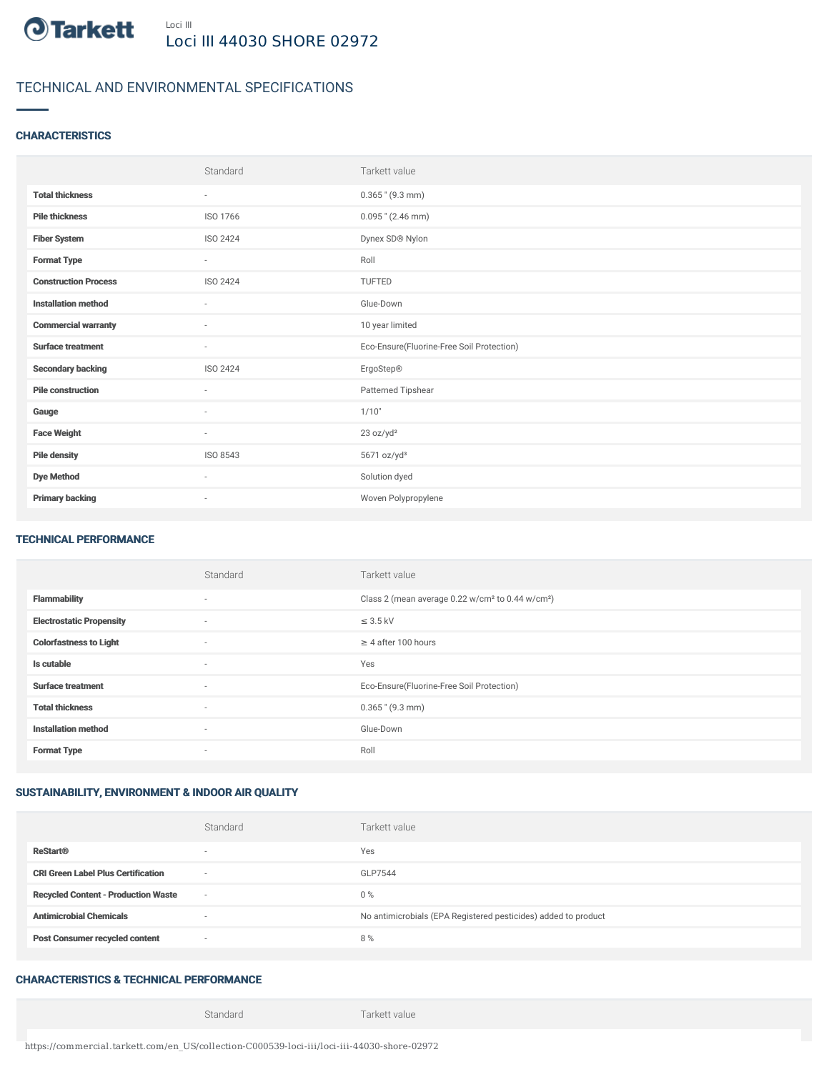Loci III

# Loci III 44030 SHORE 02972

## TECHNICAL AND ENVIRONMENTAL SPECIFICATIONS

### CHARACTERISTICS

| | Standard | Tarkett value |
|---|---|---|
| **Total thickness** | - | 0.365 " (9.3 mm) |
| **Pile thickness** | ISO 1766 | 0.095 " (2.46 mm) |
| **Fiber System** | ISO 2424 | Dynex SD® Nylon |
| **Format Type** | - | Roll |
| **Construction Process** | ISO 2424 | TUFTED |
| **Installation method** | - | Glue-Down |
| **Commercial warranty** | - | 10 year limited |
| **Surface treatment** | - | Eco-Ensure(Fluorine-Free Soil Protection) |
| **Secondary backing** | ISO 2424 | ErgoStep® |
| **Pile construction** | - | Patterned Tipshear |
| **Gauge** | - | 1/10" |
| **Face Weight** | - | 23 oz/yd² |
| **Pile density** | ISO 8543 | 5671 oz/yd³ |
| **Dye Method** | - | Solution dyed |
| **Primary backing** | - | Woven Polypropylene |

### TECHNICAL PERFORMANCE

| | Standard | Tarkett value |
|---|---|---|
| **Flammability** | - | Class 2 (mean average 0.22 w/cm² to 0.44 w/cm²) |
| **Electrostatic Propensity** | - | ≤ 3.5 kV |
| **Colorfastness to Light** | - | ≥ 4 after 100 hours |
| **Is cutable** | - | Yes |
| **Surface treatment** | - | Eco-Ensure(Fluorine-Free Soil Protection) |
| **Total thickness** | - | 0.365 " (9.3 mm) |
| **Installation method** | - | Glue-Down |
| **Format Type** | - | Roll |

### SUSTAINABILITY, ENVIRONMENT & INDOOR AIR QUALITY

| | Standard | Tarkett value |
|---|---|---|
| **ReStart®** | - | Yes |
| **CRI Green Label Plus Certification** | - | GLP7544 |
| **Recycled Content - Production Waste** | - | 0 % |
| **Antimicrobial Chemicals** | - | No antimicrobials (EPA Registered pesticides) added to product |
| **Post Consumer recycled content** | - | 8 % |

### CHARACTERISTICS & TECHNICAL PERFORMANCE

| | Standard | Tarkett value |
|---|---|---|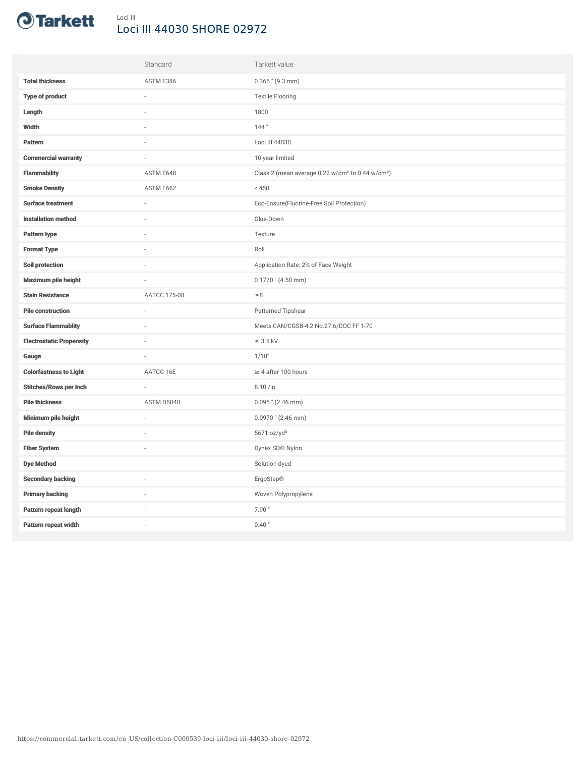Loci III

# Loci III 44030 SHORE 02972

| | Standard | Tarkett value |
|---|---|---|
| **Total thickness** | ASTM F386 | 0.365 " (9.3 mm) |
| **Type of product** | - | Textile Flooring |
| **Length** | - | 1800 " |
| **Width** | - | 144 " |
| **Pattern** | - | Loci III 44030 |
| **Commercial warranty** | - | 10 year limited |
| **Flammability** | ASTM E648 | Class 2 (mean average 0.22 w/cm² to 0.44 w/cm²) |
| **Smoke Density** | ASTM E662 | < 450 |
| **Surface treatment** | - | Eco-Ensure(Fluorine-Free Soil Protection) |
| **Installation method** | - | Glue-Down |
| **Pattern type** | - | Texture |
| **Format Type** | - | Roll |
| **Soil protection** | - | Application Rate: 2% of Face Weight |
| **Maximum pile height** | - | 0.1770 " (4.50 mm) |
| **Stain Resistance** | AATCC 175-08 | ≥8 |
| **Pile construction** | - | Patterned Tipshear |
| **Surface Flammablity** | - | Meets CAN/CGSB-4.2 No.27.6/DOC FF 1-70 |
| **Electrostatic Propensity** | - | ≤ 3.5 kV |
| **Gauge** | - | 1/10" |
| **Colorfastness to Light** | AATCC 16E | ≥ 4 after 100 hours |
| **Stitches/Rows per Inch** | - | 8.10 /in |
| **Pile thickness** | ASTM D5848 | 0.095 " (2.46 mm) |
| **Minimum pile height** | - | 0.0970 " (2.46 mm) |
| **Pile density** | - | 5671 oz/yd³ |
| **Fiber System** | - | Dynex SD® Nylon |
| **Dye Method** | - | Solution dyed |
| **Secondary backing** | - | ErgoStep® |
| **Primary backing** | - | Woven Polypropylene |
| **Pattern repeat length** | - | 7.90 " |
| **Pattern repeat width** | - | 0.40 " |

https://commercial.tarkett.com/en_US/collection-C000539-loci-iii/loci-iii-44030-shore-02972